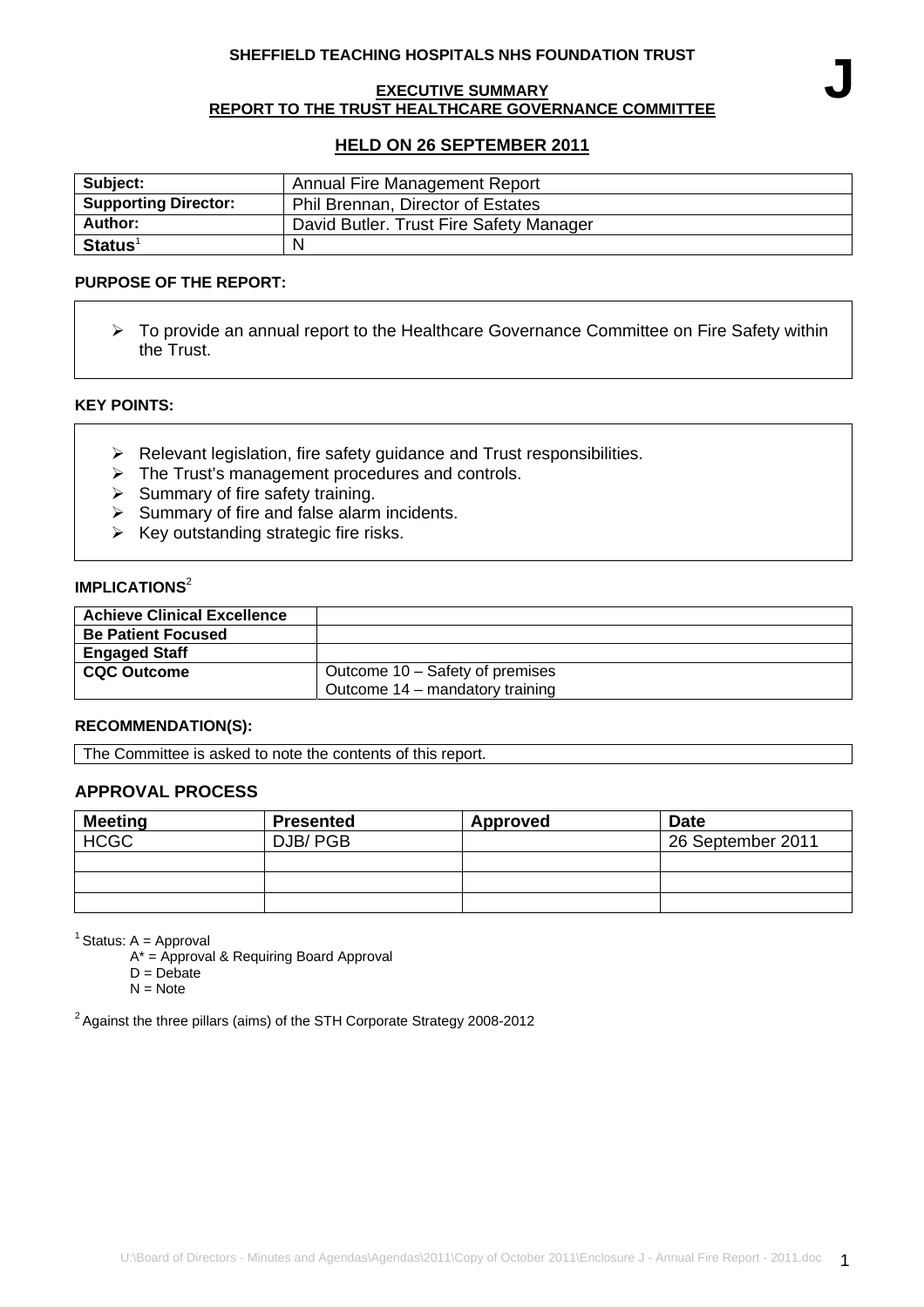**SHEFFIELD TEACHING HOSPITALS NHS FOUNDATION TRUST**

**J**

**EXECUTIVE SUMMARY**
**REPORT TO THE TRUST HEALTHCARE GOVERNANCE COMMITTEE**

**HELD ON 26 SEPTEMBER 2011**

| **Subject:** | Annual Fire Management Report |
|---|---|
| **Supporting Director:** | Phil Brennan, Director of Estates |
| **Author:** | David Butler. Trust Fire Safety Manager |
| **Status**[1] | N |

**PURPOSE OF THE REPORT:**

- To provide an annual report to the Healthcare Governance Committee on Fire Safety within the Trust.

**KEY POINTS:**

- Relevant legislation, fire safety guidance and Trust responsibilities.
- The Trust's management procedures and controls.
- Summary of fire safety training.
- Summary of fire and false alarm incidents.
- Key outstanding strategic fire risks.

**IMPLICATIONS**[2]

| **Achieve Clinical Excellence** | |
|---|---|
| **Be Patient Focused** | |
| **Engaged Staff** | |
| **CQC Outcome** | Outcome 10 – Safety of premises<br>Outcome 14 – mandatory training |

**RECOMMENDATION(S):**

The Committee is asked to note the contents of this report.

**APPROVAL PROCESS**

| **Meeting** | **Presented** | **Approved** | **Date** |
|---|---|---|---|
| HCGC | DJB/ PGB | | 26 September 2011 |
| | | | |
| | | | |
| | | | |

[1] Status: A = Approval
A* = Approval & Requiring Board Approval
D = Debate
N = Note

[2] Against the three pillars (aims) of the STH Corporate Strategy 2008-2012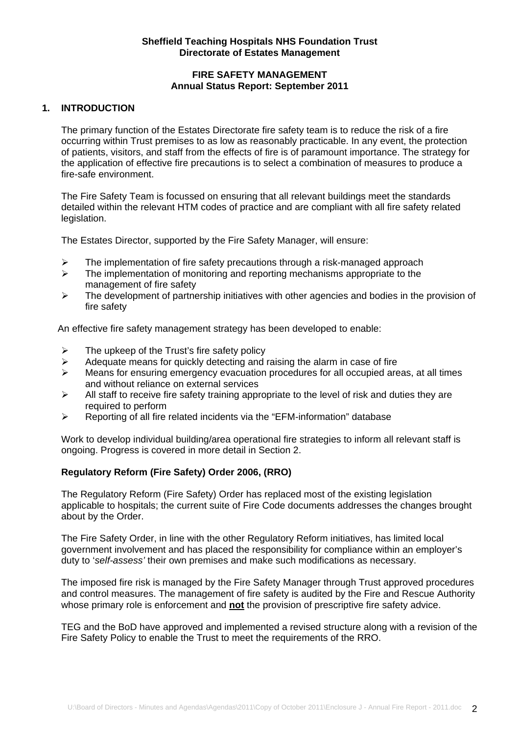**Sheffield Teaching Hospitals NHS Foundation Trust**
**Directorate of Estates Management**

**FIRE SAFETY MANAGEMENT**
**Annual Status Report: September 2011**

## 1. INTRODUCTION

The primary function of the Estates Directorate fire safety team is to reduce the risk of a fire occurring within Trust premises to as low as reasonably practicable. In any event, the protection of patients, visitors, and staff from the effects of fire is of paramount importance. The strategy for the application of effective fire precautions is to select a combination of measures to produce a fire-safe environment.

The Fire Safety Team is focussed on ensuring that all relevant buildings meet the standards detailed within the relevant HTM codes of practice and are compliant with all fire safety related legislation.

The Estates Director, supported by the Fire Safety Manager, will ensure:

- The implementation of fire safety precautions through a risk-managed approach
- The implementation of monitoring and reporting mechanisms appropriate to the management of fire safety
- The development of partnership initiatives with other agencies and bodies in the provision of fire safety

An effective fire safety management strategy has been developed to enable:

- The upkeep of the Trust's fire safety policy
- Adequate means for quickly detecting and raising the alarm in case of fire
- Means for ensuring emergency evacuation procedures for all occupied areas, at all times and without reliance on external services
- All staff to receive fire safety training appropriate to the level of risk and duties they are required to perform
- Reporting of all fire related incidents via the "EFM-information" database

Work to develop individual building/area operational fire strategies to inform all relevant staff is ongoing. Progress is covered in more detail in Section 2.

### Regulatory Reform (Fire Safety) Order 2006, (RRO)

The Regulatory Reform (Fire Safety) Order has replaced most of the existing legislation applicable to hospitals; the current suite of Fire Code documents addresses the changes brought about by the Order.

The Fire Safety Order, in line with the other Regulatory Reform initiatives, has limited local government involvement and has placed the responsibility for compliance within an employer's duty to '*self-assess'* their own premises and make such modifications as necessary.

The imposed fire risk is managed by the Fire Safety Manager through Trust approved procedures and control measures. The management of fire safety is audited by the Fire and Rescue Authority whose primary role is enforcement and **not** the provision of prescriptive fire safety advice.

TEG and the BoD have approved and implemented a revised structure along with a revision of the Fire Safety Policy to enable the Trust to meet the requirements of the RRO.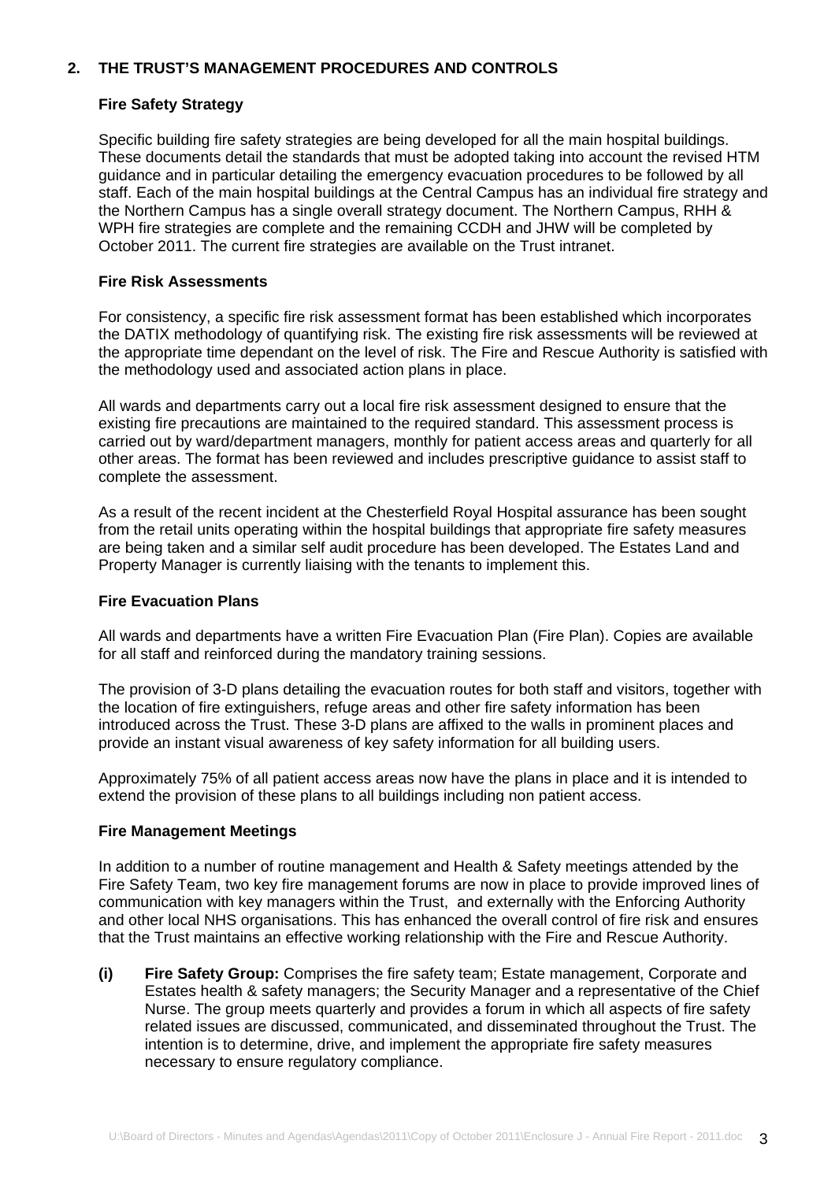## 2. THE TRUST'S MANAGEMENT PROCEDURES AND CONTROLS

### Fire Safety Strategy

Specific building fire safety strategies are being developed for all the main hospital buildings. These documents detail the standards that must be adopted taking into account the revised HTM guidance and in particular detailing the emergency evacuation procedures to be followed by all staff. Each of the main hospital buildings at the Central Campus has an individual fire strategy and the Northern Campus has a single overall strategy document. The Northern Campus, RHH & WPH fire strategies are complete and the remaining CCDH and JHW will be completed by October 2011. The current fire strategies are available on the Trust intranet.

### Fire Risk Assessments

For consistency, a specific fire risk assessment format has been established which incorporates the DATIX methodology of quantifying risk. The existing fire risk assessments will be reviewed at the appropriate time dependant on the level of risk. The Fire and Rescue Authority is satisfied with the methodology used and associated action plans in place.

All wards and departments carry out a local fire risk assessment designed to ensure that the existing fire precautions are maintained to the required standard. This assessment process is carried out by ward/department managers, monthly for patient access areas and quarterly for all other areas. The format has been reviewed and includes prescriptive guidance to assist staff to complete the assessment.

As a result of the recent incident at the Chesterfield Royal Hospital assurance has been sought from the retail units operating within the hospital buildings that appropriate fire safety measures are being taken and a similar self audit procedure has been developed. The Estates Land and Property Manager is currently liaising with the tenants to implement this.

### Fire Evacuation Plans

All wards and departments have a written Fire Evacuation Plan (Fire Plan). Copies are available for all staff and reinforced during the mandatory training sessions.

The provision of 3-D plans detailing the evacuation routes for both staff and visitors, together with the location of fire extinguishers, refuge areas and other fire safety information has been introduced across the Trust. These 3-D plans are affixed to the walls in prominent places and provide an instant visual awareness of key safety information for all building users.

Approximately 75% of all patient access areas now have the plans in place and it is intended to extend the provision of these plans to all buildings including non patient access.

### Fire Management Meetings

In addition to a number of routine management and Health & Safety meetings attended by the Fire Safety Team, two key fire management forums are now in place to provide improved lines of communication with key managers within the Trust, and externally with the Enforcing Authority and other local NHS organisations. This has enhanced the overall control of fire risk and ensures that the Trust maintains an effective working relationship with the Fire and Rescue Authority.

**(i) Fire Safety Group:** Comprises the fire safety team; Estate management, Corporate and Estates health & safety managers; the Security Manager and a representative of the Chief Nurse. The group meets quarterly and provides a forum in which all aspects of fire safety related issues are discussed, communicated, and disseminated throughout the Trust. The intention is to determine, drive, and implement the appropriate fire safety measures necessary to ensure regulatory compliance.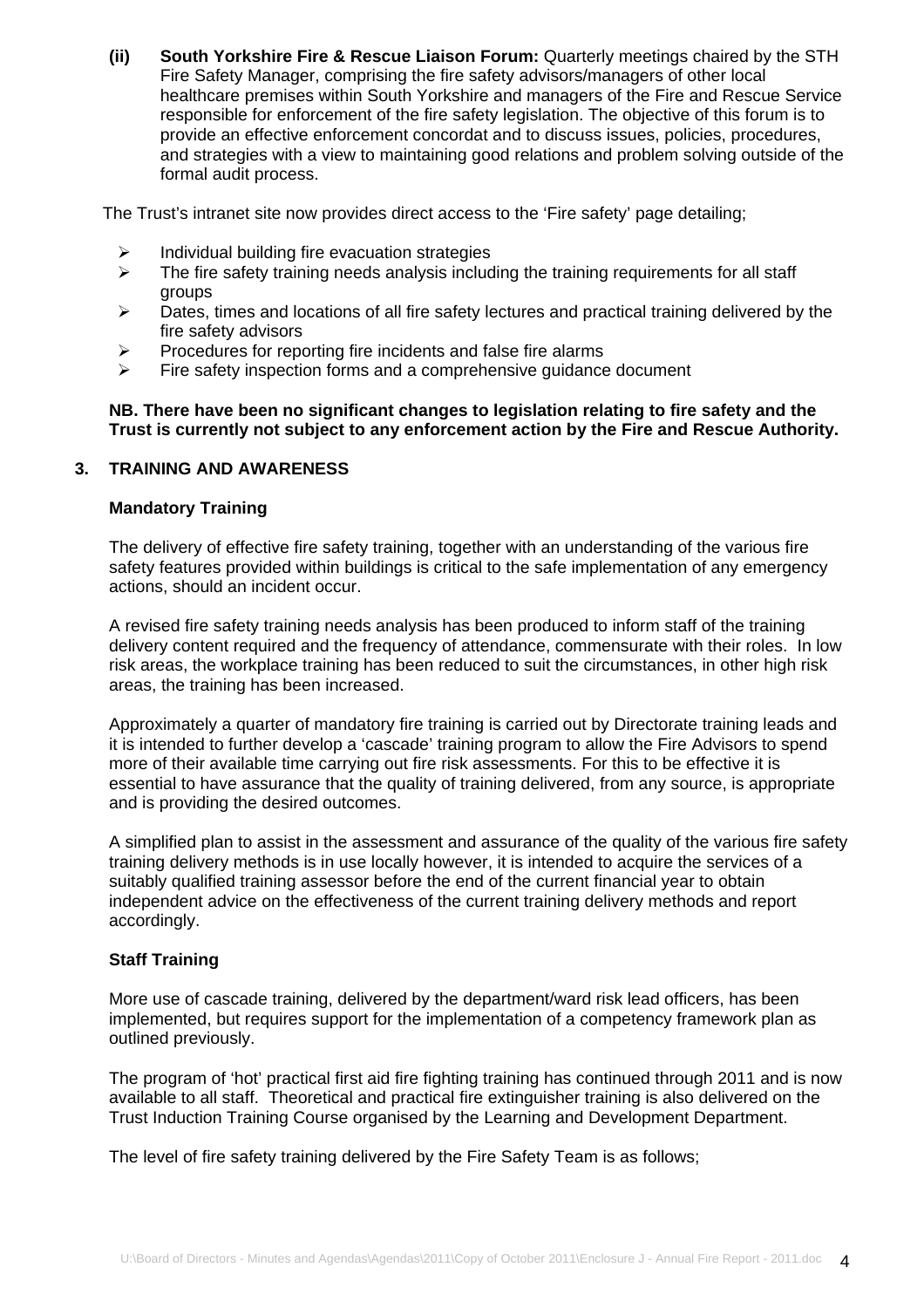**(ii) South Yorkshire Fire & Rescue Liaison Forum:** Quarterly meetings chaired by the STH Fire Safety Manager, comprising the fire safety advisors/managers of other local healthcare premises within South Yorkshire and managers of the Fire and Rescue Service responsible for enforcement of the fire safety legislation. The objective of this forum is to provide an effective enforcement concordat and to discuss issues, policies, procedures, and strategies with a view to maintaining good relations and problem solving outside of the formal audit process.

The Trust's intranet site now provides direct access to the 'Fire safety' page detailing;

- Individual building fire evacuation strategies
- The fire safety training needs analysis including the training requirements for all staff groups
- Dates, times and locations of all fire safety lectures and practical training delivered by the fire safety advisors
- Procedures for reporting fire incidents and false fire alarms
- Fire safety inspection forms and a comprehensive guidance document

**NB. There have been no significant changes to legislation relating to fire safety and the Trust is currently not subject to any enforcement action by the Fire and Rescue Authority.**

## 3. TRAINING AND AWARENESS

### Mandatory Training

The delivery of effective fire safety training, together with an understanding of the various fire safety features provided within buildings is critical to the safe implementation of any emergency actions, should an incident occur.

A revised fire safety training needs analysis has been produced to inform staff of the training delivery content required and the frequency of attendance, commensurate with their roles. In low risk areas, the workplace training has been reduced to suit the circumstances, in other high risk areas, the training has been increased.

Approximately a quarter of mandatory fire training is carried out by Directorate training leads and it is intended to further develop a 'cascade' training program to allow the Fire Advisors to spend more of their available time carrying out fire risk assessments. For this to be effective it is essential to have assurance that the quality of training delivered, from any source, is appropriate and is providing the desired outcomes.

A simplified plan to assist in the assessment and assurance of the quality of the various fire safety training delivery methods is in use locally however, it is intended to acquire the services of a suitably qualified training assessor before the end of the current financial year to obtain independent advice on the effectiveness of the current training delivery methods and report accordingly.

### Staff Training

More use of cascade training, delivered by the department/ward risk lead officers, has been implemented, but requires support for the implementation of a competency framework plan as outlined previously.

The program of 'hot' practical first aid fire fighting training has continued through 2011 and is now available to all staff. Theoretical and practical fire extinguisher training is also delivered on the Trust Induction Training Course organised by the Learning and Development Department.

The level of fire safety training delivered by the Fire Safety Team is as follows;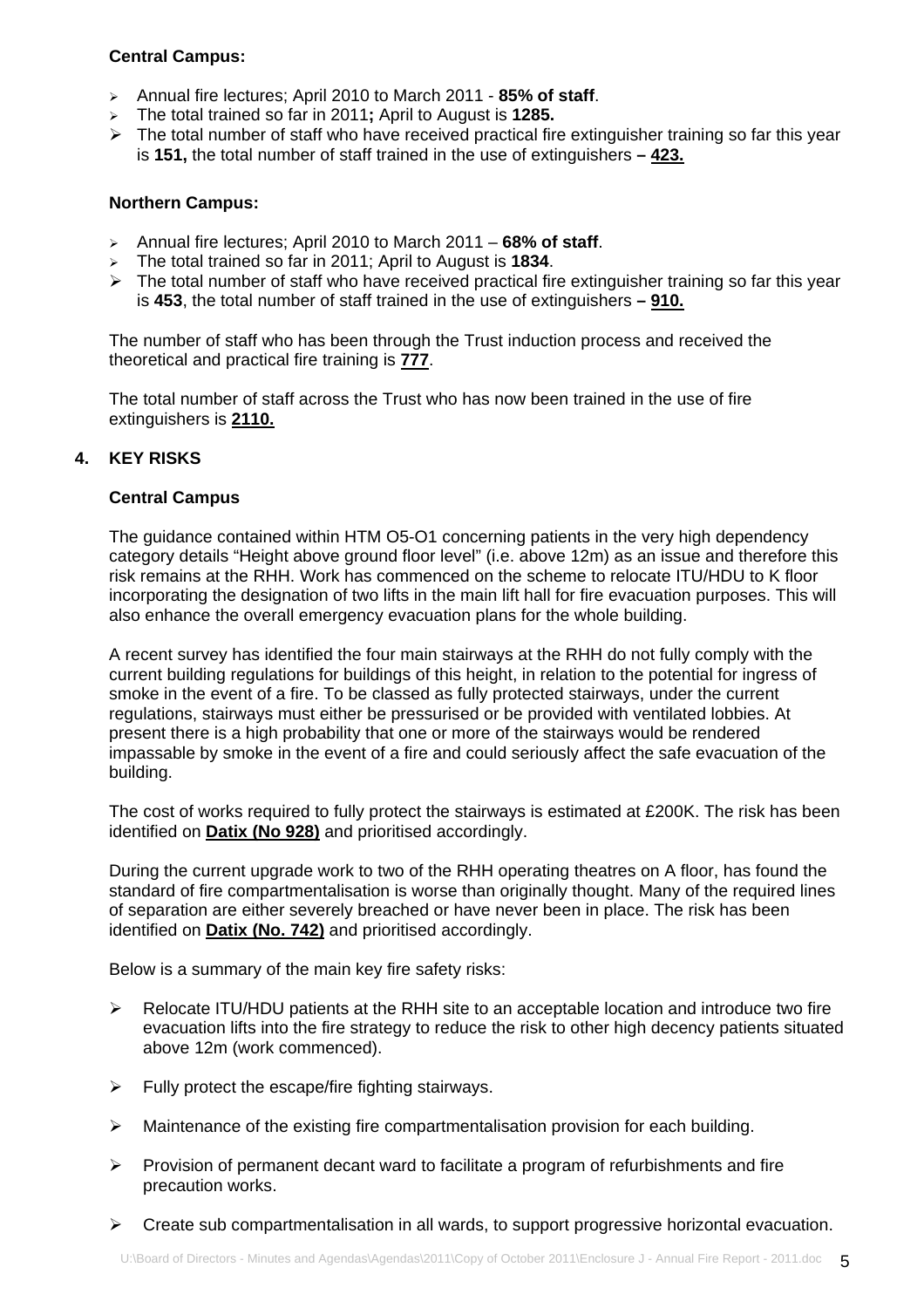**Central Campus:**

- Annual fire lectures; April 2010 to March 2011 - **85% of staff**.
- The total trained so far in 2011**;** April to August is **1285.**
- The total number of staff who have received practical fire extinguisher training so far this year is **151,** the total number of staff trained in the use of extinguishers **– 423.**

**Northern Campus:**

- Annual fire lectures; April 2010 to March 2011 – **68% of staff**.
- The total trained so far in 2011; April to August is **1834**.
- The total number of staff who have received practical fire extinguisher training so far this year is **453**, the total number of staff trained in the use of extinguishers **– 910.**

The number of staff who has been through the Trust induction process and received the theoretical and practical fire training is **777**.

The total number of staff across the Trust who has now been trained in the use of fire extinguishers is **2110.**

## 4. KEY RISKS

**Central Campus**

The guidance contained within HTM O5-O1 concerning patients in the very high dependency category details "Height above ground floor level" (i.e. above 12m) as an issue and therefore this risk remains at the RHH. Work has commenced on the scheme to relocate ITU/HDU to K floor incorporating the designation of two lifts in the main lift hall for fire evacuation purposes. This will also enhance the overall emergency evacuation plans for the whole building.

A recent survey has identified the four main stairways at the RHH do not fully comply with the current building regulations for buildings of this height, in relation to the potential for ingress of smoke in the event of a fire. To be classed as fully protected stairways, under the current regulations, stairways must either be pressurised or be provided with ventilated lobbies. At present there is a high probability that one or more of the stairways would be rendered impassable by smoke in the event of a fire and could seriously affect the safe evacuation of the building.

The cost of works required to fully protect the stairways is estimated at £200K. The risk has been identified on **Datix (No 928)** and prioritised accordingly.

During the current upgrade work to two of the RHH operating theatres on A floor, has found the standard of fire compartmentalisation is worse than originally thought. Many of the required lines of separation are either severely breached or have never been in place. The risk has been identified on **Datix (No. 742)** and prioritised accordingly.

Below is a summary of the main key fire safety risks:

- Relocate ITU/HDU patients at the RHH site to an acceptable location and introduce two fire evacuation lifts into the fire strategy to reduce the risk to other high decency patients situated above 12m (work commenced).
- Fully protect the escape/fire fighting stairways.
- Maintenance of the existing fire compartmentalisation provision for each building.
- Provision of permanent decant ward to facilitate a program of refurbishments and fire precaution works.
- Create sub compartmentalisation in all wards, to support progressive horizontal evacuation.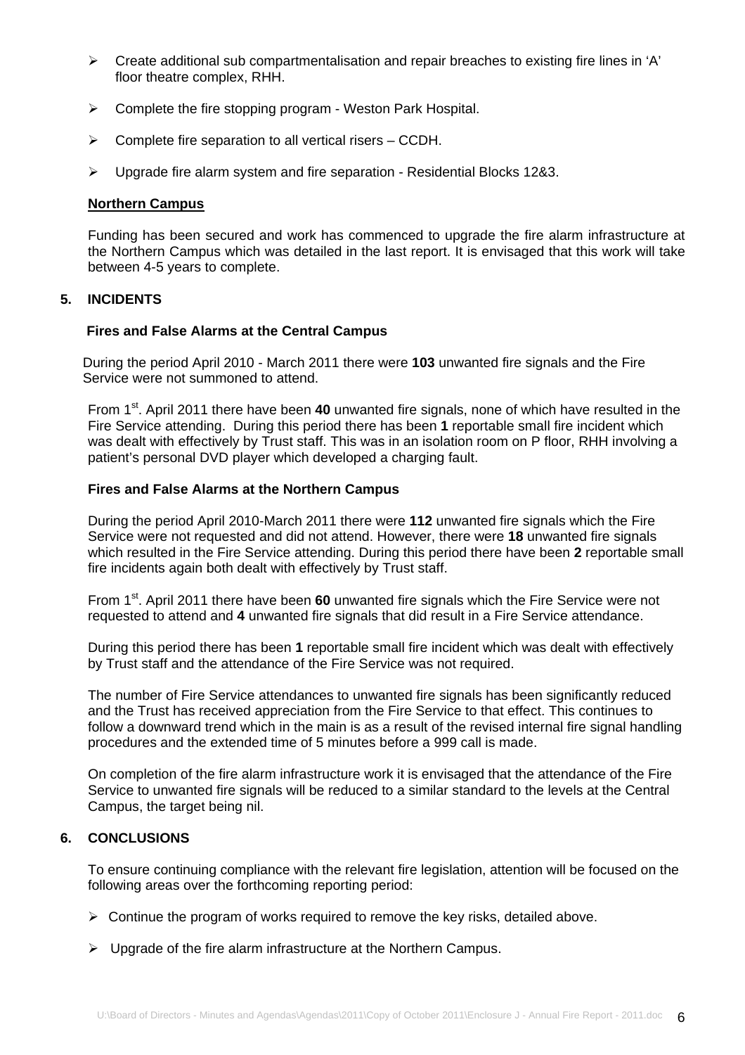- Create additional sub compartmentalisation and repair breaches to existing fire lines in 'A' floor theatre complex, RHH.
- Complete the fire stopping program - Weston Park Hospital.
- Complete fire separation to all vertical risers – CCDH.
- Upgrade fire alarm system and fire separation - Residential Blocks 12&3.

**Northern Campus**

Funding has been secured and work has commenced to upgrade the fire alarm infrastructure at the Northern Campus which was detailed in the last report. It is envisaged that this work will take between 4-5 years to complete.

## 5. INCIDENTS

### Fires and False Alarms at the Central Campus

During the period April 2010 - March 2011 there were **103** unwanted fire signals and the Fire Service were not summoned to attend.

From 1st. April 2011 there have been **40** unwanted fire signals, none of which have resulted in the Fire Service attending. During this period there has been **1** reportable small fire incident which was dealt with effectively by Trust staff. This was in an isolation room on P floor, RHH involving a patient's personal DVD player which developed a charging fault.

### Fires and False Alarms at the Northern Campus

During the period April 2010-March 2011 there were **112** unwanted fire signals which the Fire Service were not requested and did not attend. However, there were **18** unwanted fire signals which resulted in the Fire Service attending. During this period there have been **2** reportable small fire incidents again both dealt with effectively by Trust staff.

From 1st. April 2011 there have been **60** unwanted fire signals which the Fire Service were not requested to attend and **4** unwanted fire signals that did result in a Fire Service attendance.

During this period there has been **1** reportable small fire incident which was dealt with effectively by Trust staff and the attendance of the Fire Service was not required.

The number of Fire Service attendances to unwanted fire signals has been significantly reduced and the Trust has received appreciation from the Fire Service to that effect. This continues to follow a downward trend which in the main is as a result of the revised internal fire signal handling procedures and the extended time of 5 minutes before a 999 call is made.

On completion of the fire alarm infrastructure work it is envisaged that the attendance of the Fire Service to unwanted fire signals will be reduced to a similar standard to the levels at the Central Campus, the target being nil.

## 6. CONCLUSIONS

To ensure continuing compliance with the relevant fire legislation, attention will be focused on the following areas over the forthcoming reporting period:

- Continue the program of works required to remove the key risks, detailed above.
- Upgrade of the fire alarm infrastructure at the Northern Campus.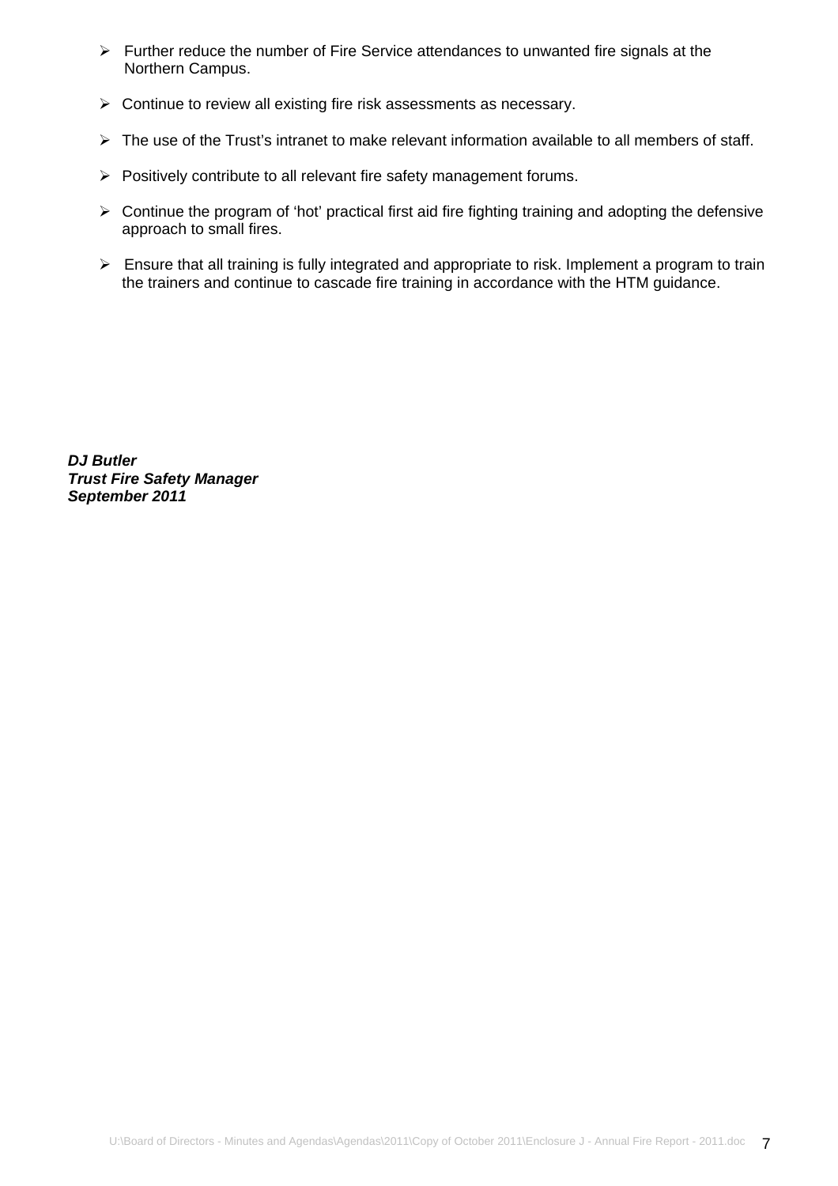- Further reduce the number of Fire Service attendances to unwanted fire signals at the Northern Campus.
- Continue to review all existing fire risk assessments as necessary.
- The use of the Trust's intranet to make relevant information available to all members of staff.
- Positively contribute to all relevant fire safety management forums.
- Continue the program of 'hot' practical first aid fire fighting training and adopting the defensive approach to small fires.
- Ensure that all training is fully integrated and appropriate to risk. Implement a program to train the trainers and continue to cascade fire training in accordance with the HTM guidance.

***DJ Butler***
***Trust Fire Safety Manager***
***September 2011***